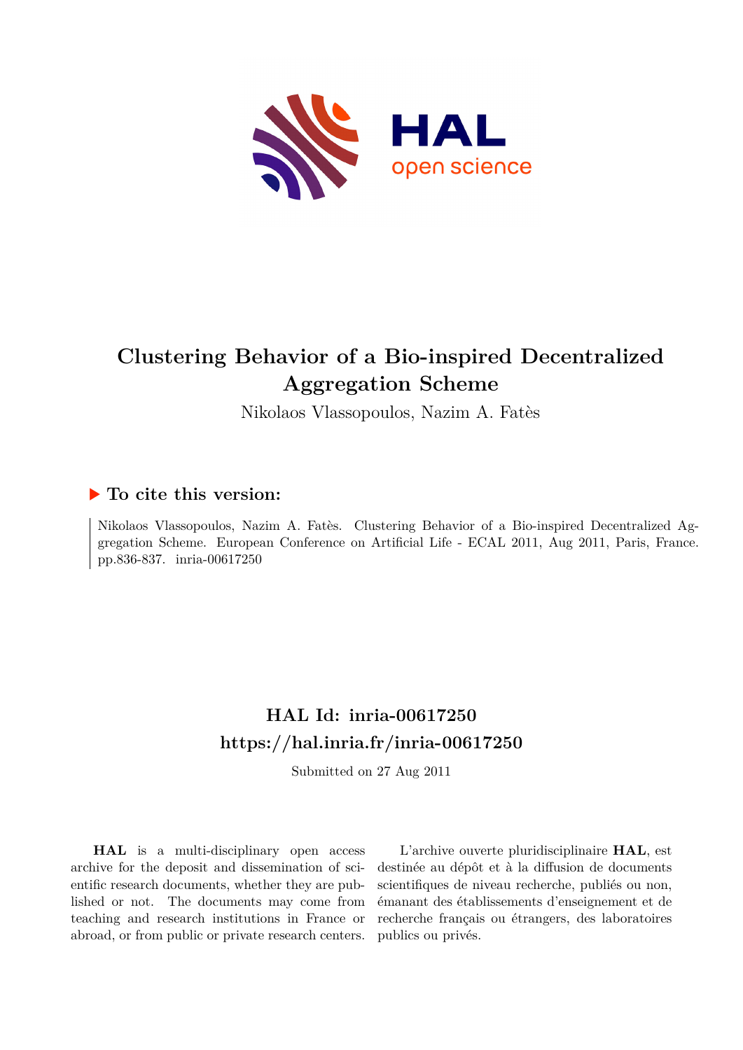# Clustering Behavior of a Bio-inspired Decentralized Aggregation Scheme

Nikolaos Vlassopoulos, Nazim A. Fatès

## ▶ To cite this version:

Nikolaos Vlassopoulos, Nazim A. Fatès. Clustering Behavior of a Bio-inspired Decentralized Aggregation Scheme. European Conference on Artificial Life - ECAL 2011, Aug 2011, Paris, France. pp.836-837. inria-00617250

## HAL Id: inria-00617250
## https://hal.inria.fr/inria-00617250

Submitted on 27 Aug 2011

**HAL** is a multi-disciplinary open access archive for the deposit and dissemination of scientific research documents, whether they are published or not. The documents may come from teaching and research institutions in France or abroad, or from public or private research centers.

L'archive ouverte pluridisciplinaire **HAL**, est destinée au dépôt et à la diffusion de documents scientifiques de niveau recherche, publiés ou non, émanant des établissements d'enseignement et de recherche français ou étrangers, des laboratoires publics ou privés.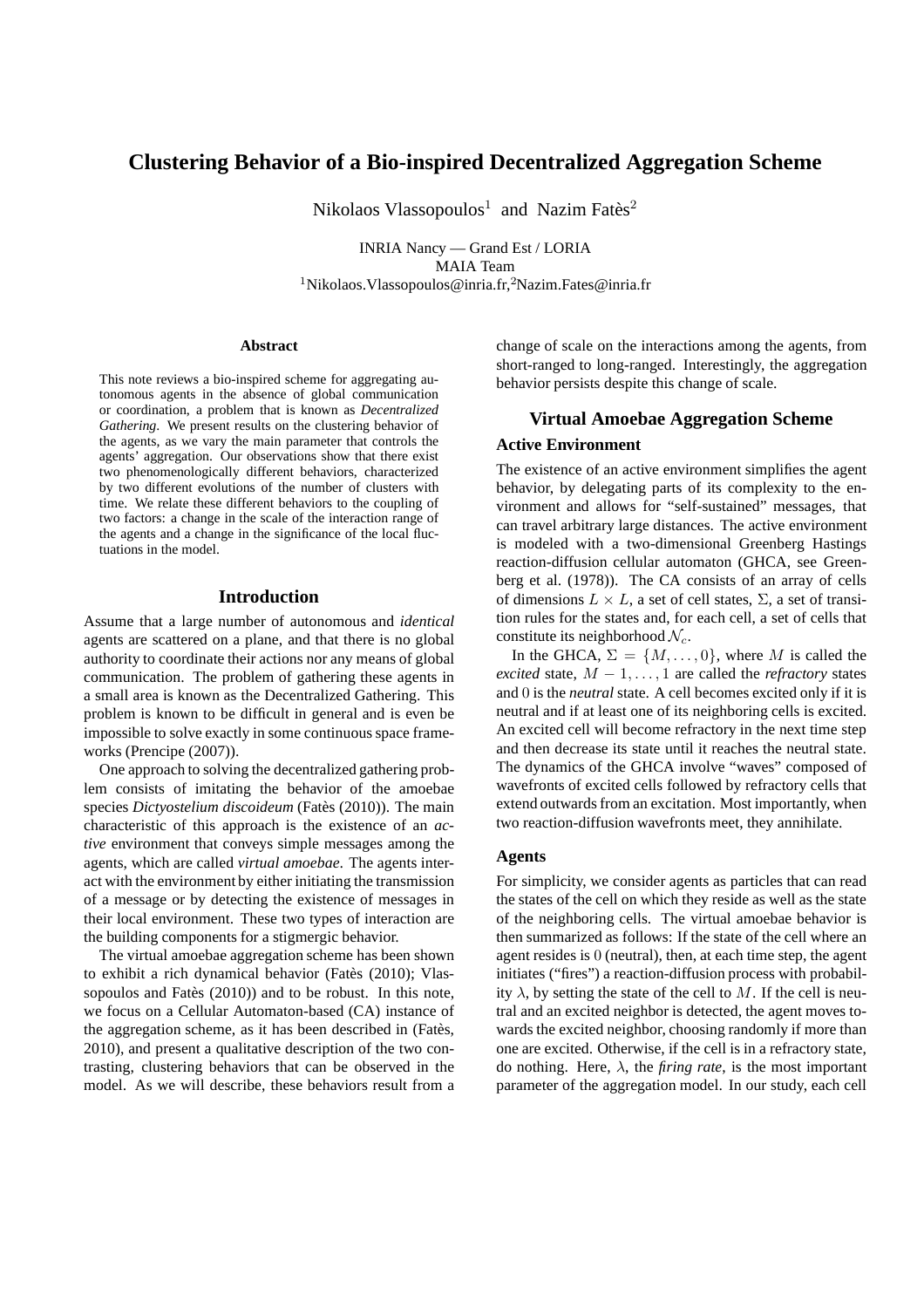# Clustering Behavior of a Bio-inspired Decentralized Aggregation Scheme

Nikolaos Vlassopoulos[1] and Nazim Fatès[2]

INRIA Nancy — Grand Est / LORIA
MAIA Team
[1]Nikolaos.Vlassopoulos@inria.fr,[2]Nazim.Fates@inria.fr

### Abstract

This note reviews a bio-inspired scheme for aggregating autonomous agents in the absence of global communication or coordination, a problem that is known as *Decentralized Gathering*. We present results on the clustering behavior of the agents, as we vary the main parameter that controls the agents' aggregation. Our observations show that there exist two phenomenologically different behaviors, characterized by two different evolutions of the number of clusters with time. We relate these different behaviors to the coupling of two factors: a change in the scale of the interaction range of the agents and a change in the significance of the local fluctuations in the model.

## Introduction

Assume that a large number of autonomous and *identical* agents are scattered on a plane, and that there is no global authority to coordinate their actions nor any means of global communication. The problem of gathering these agents in a small area is known as the Decentralized Gathering. This problem is known to be difficult in general and is even be impossible to solve exactly in some continuous space frameworks (Prencipe (2007)).

One approach to solving the decentralized gathering problem consists of imitating the behavior of the amoebae species *Dictyostelium discoideum* (Fatès (2010)). The main characteristic of this approach is the existence of an *active* environment that conveys simple messages among the agents, which are called *virtual amoebae*. The agents interact with the environment by either initiating the transmission of a message or by detecting the existence of messages in their local environment. These two types of interaction are the building components for a stigmergic behavior.

The virtual amoebae aggregation scheme has been shown to exhibit a rich dynamical behavior (Fatès (2010); Vlassopoulos and Fatès (2010)) and to be robust. In this note, we focus on a Cellular Automaton-based (CA) instance of the aggregation scheme, as it has been described in (Fatès, 2010), and present a qualitative description of the two contrasting, clustering behaviors that can be observed in the model. As we will describe, these behaviors result from a change of scale on the interactions among the agents, from short-ranged to long-ranged. Interestingly, the aggregation behavior persists despite this change of scale.

## Virtual Amoebae Aggregation Scheme

### Active Environment

The existence of an active environment simplifies the agent behavior, by delegating parts of its complexity to the environment and allows for "self-sustained" messages, that can travel arbitrary large distances. The active environment is modeled with a two-dimensional Greenberg Hastings reaction-diffusion cellular automaton (GHCA, see Greenberg et al. (1978)). The CA consists of an array of cells of dimensions $L \times L$, a set of cell states, $\Sigma$, a set of transition rules for the states and, for each cell, a set of cells that constitute its neighborhood $\mathcal{N}_c$.

In the GHCA, $\Sigma = \{M, \ldots, 0\}$, where $M$ is called the *excited* state, $M-1, \ldots, 1$ are called the *refractory* states and $0$ is the *neutral* state. A cell becomes excited only if it is neutral and if at least one of its neighboring cells is excited. An excited cell will become refractory in the next time step and then decrease its state until it reaches the neutral state. The dynamics of the GHCA involve "waves" composed of wavefronts of excited cells followed by refractory cells that extend outwards from an excitation. Most importantly, when two reaction-diffusion wavefronts meet, they annihilate.

### Agents

For simplicity, we consider agents as particles that can read the states of the cell on which they reside as well as the state of the neighboring cells. The virtual amoebae behavior is then summarized as follows: If the state of the cell where an agent resides is $0$ (neutral), then, at each time step, the agent initiates ("fires") a reaction-diffusion process with probability $\lambda$, by setting the state of the cell to $M$. If the cell is neutral and an excited neighbor is detected, the agent moves towards the excited neighbor, choosing randomly if more than one are excited. Otherwise, if the cell is in a refractory state, do nothing. Here, $\lambda$, the *firing rate*, is the most important parameter of the aggregation model. In our study, each cell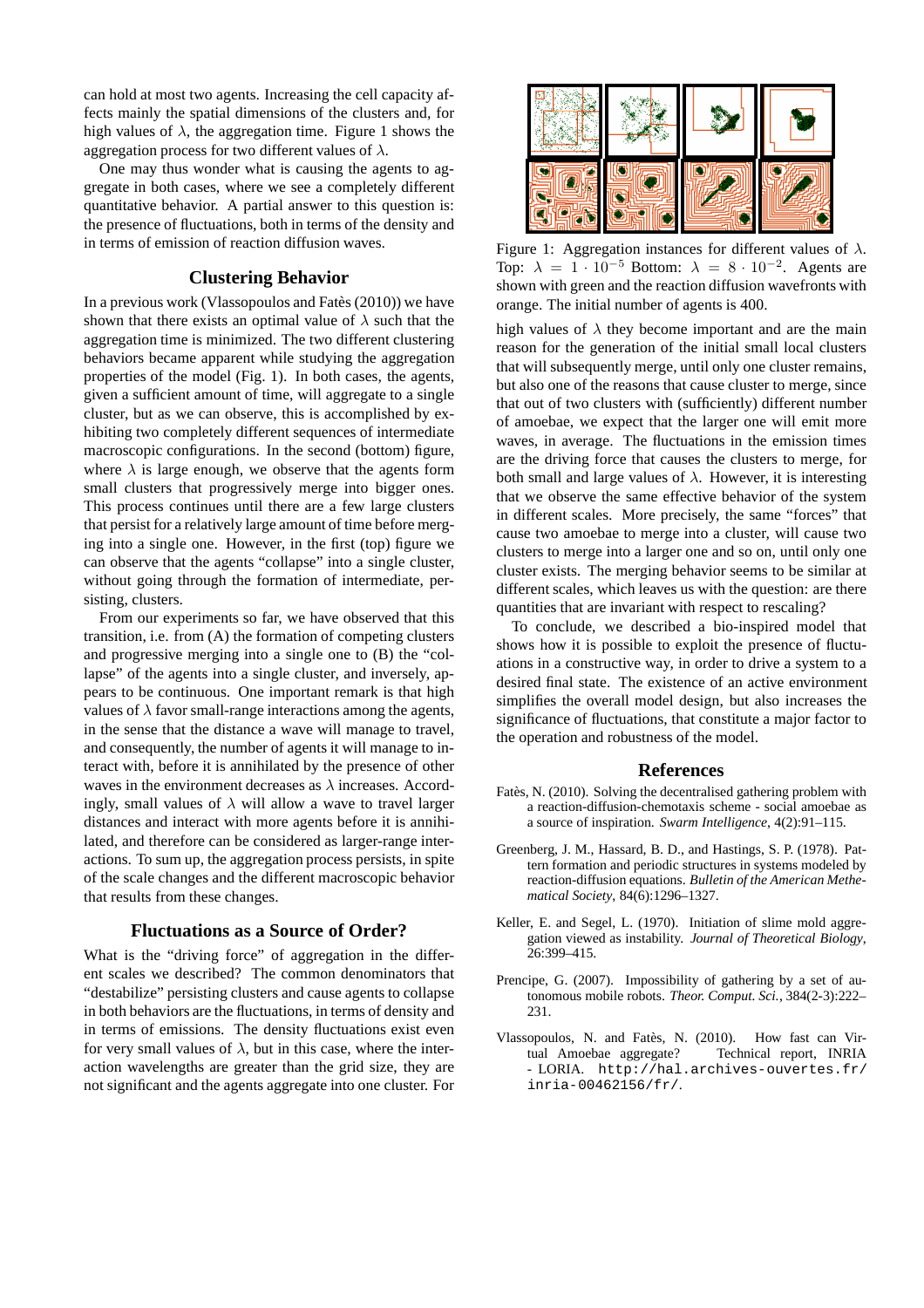can hold at most two agents. Increasing the cell capacity affects mainly the spatial dimensions of the clusters and, for high values of $\lambda$, the aggregation time. Figure 1 shows the aggregation process for two different values of $\lambda$.

One may thus wonder what is causing the agents to aggregate in both cases, where we see a completely different quantitative behavior. A partial answer to this question is: the presence of fluctuations, both in terms of the density and in terms of emission of reaction diffusion waves.

## Clustering Behavior

In a previous work (Vlassopoulos and Fatès (2010)) we have shown that there exists an optimal value of $\lambda$ such that the aggregation time is minimized. The two different clustering behaviors became apparent while studying the aggregation properties of the model (Fig. 1). In both cases, the agents, given a sufficient amount of time, will aggregate to a single cluster, but as we can observe, this is accomplished by exhibiting two completely different sequences of intermediate macroscopic configurations. In the second (bottom) figure, where $\lambda$ is large enough, we observe that the agents form small clusters that progressively merge into bigger ones. This process continues until there are a few large clusters that persist for a relatively large amount of time before merging into a single one. However, in the first (top) figure we can observe that the agents "collapse" into a single cluster, without going through the formation of intermediate, persisting, clusters.

From our experiments so far, we have observed that this transition, i.e. from (A) the formation of competing clusters and progressive merging into a single one to (B) the "collapse" of the agents into a single cluster, and inversely, appears to be continuous. One important remark is that high values of $\lambda$ favor small-range interactions among the agents, in the sense that the distance a wave will manage to travel, and consequently, the number of agents it will manage to interact with, before it is annihilated by the presence of other waves in the environment decreases as $\lambda$ increases. Accordingly, small values of $\lambda$ will allow a wave to travel larger distances and interact with more agents before it is annihilated, and therefore can be considered as larger-range interactions. To sum up, the aggregation process persists, in spite of the scale changes and the different macroscopic behavior that results from these changes.

## Fluctuations as a Source of Order?

What is the "driving force" of aggregation in the different scales we described? The common denominators that "destabilize" persisting clusters and cause agents to collapse in both behaviors are the fluctuations, in terms of density and in terms of emissions. The density fluctuations exist even for very small values of $\lambda$, but in this case, where the interaction wavelengths are greater than the grid size, they are not significant and the agents aggregate into one cluster. For high values of $\lambda$ they become important and are the main reason for the generation of the initial small local clusters that will subsequently merge, until only one cluster remains, but also one of the reasons that cause cluster to merge, since that out of two clusters with (sufficiently) different number of amoebae, we expect that the larger one will emit more waves, in average. The fluctuations in the emission times are the driving force that causes the clusters to merge, for both small and large values of $\lambda$. However, it is interesting that we observe the same effective behavior of the system in different scales. More precisely, the same "forces" that cause two amoebae to merge into a cluster, will cause two clusters to merge into a larger one and so on, until only one cluster exists. The merging behavior seems to be similar at different scales, which leaves us with the question: are there quantities that are invariant with respect to rescaling?

To conclude, we described a bio-inspired model that shows how it is possible to exploit the presence of fluctuations in a constructive way, in order to drive a system to a desired final state. The existence of an active environment simplifies the overall model design, but also increases the significance of fluctuations, that constitute a major factor to the operation and robustness of the model.

Figure 1: Aggregation instances for different values of $\lambda$. Top: $\lambda = 1 \cdot 10^{-5}$ Bottom: $\lambda = 8 \cdot 10^{-2}$. Agents are shown with green and the reaction diffusion wavefronts with orange. The initial number of agents is 400.

## References

Fatès, N. (2010). Solving the decentralised gathering problem with a reaction-diffusion-chemotaxis scheme - social amoebae as a source of inspiration. *Swarm Intelligence*, 4(2):91–115.

Greenberg, J. M., Hassard, B. D., and Hastings, S. P. (1978). Pattern formation and periodic structures in systems modeled by reaction-diffusion equations. *Bulletin of the American Methematical Society*, 84(6):1296–1327.

Keller, E. and Segel, L. (1970). Initiation of slime mold aggregation viewed as instability. *Journal of Theoretical Biology*, 26:399–415.

Prencipe, G. (2007). Impossibility of gathering by a set of autonomous mobile robots. *Theor. Comput. Sci.*, 384(2-3):222–231.

Vlassopoulos, N. and Fatès, N. (2010). How fast can Virtual Amoebae aggregate? Technical report, INRIA - LORIA. http://hal.archives-ouvertes.fr/inria-00462156/fr/.